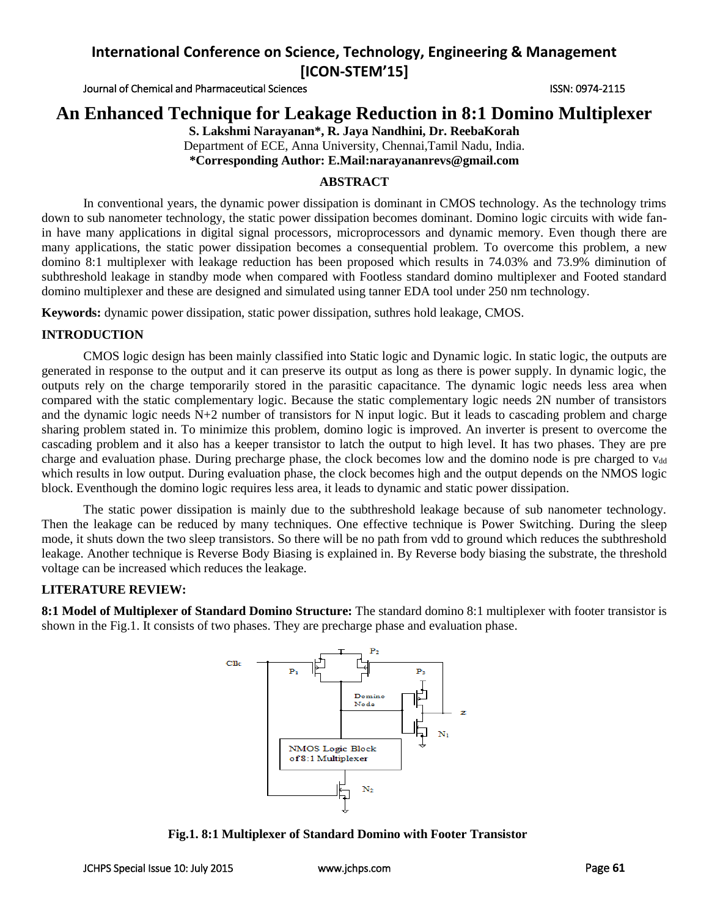# An Enhanced Technique for Leakage Reduction in 8:1 Domino Multiplexer

**S. Lakshmi Narayanan*, R. Jaya Nandhini, Dr. ReebaKorah**

Department of ECE, Anna University, Chennai,Tamil Nadu, India.

**\*Corresponding Author: E.Mail:narayananrevs@gmail.com**

## ABSTRACT

In conventional years, the dynamic power dissipation is dominant in CMOS technology. As the technology trims down to sub nanometer technology, the static power dissipation becomes dominant. Domino logic circuits with wide fan-in have many applications in digital signal processors, microprocessors and dynamic memory. Even though there are many applications, the static power dissipation becomes a consequential problem. To overcome this problem, a new domino 8:1 multiplexer with leakage reduction has been proposed which results in 74.03% and 73.9% diminution of subthreshold leakage in standby mode when compared with Footless standard domino multiplexer and Footed standard domino multiplexer and these are designed and simulated using tanner EDA tool under 250 nm technology.

**Keywords:** dynamic power dissipation, static power dissipation, suthres hold leakage, CMOS.

## INTRODUCTION

CMOS logic design has been mainly classified into Static logic and Dynamic logic. In static logic, the outputs are generated in response to the output and it can preserve its output as long as there is power supply. In dynamic logic, the outputs rely on the charge temporarily stored in the parasitic capacitance. The dynamic logic needs less area when compared with the static complementary logic. Because the static complementary logic needs 2N number of transistors and the dynamic logic needs N+2 number of transistors for N input logic. But it leads to cascading problem and charge sharing problem stated in. To minimize this problem, domino logic is improved. An inverter is present to overcome the cascading problem and it also has a keeper transistor to latch the output to high level. It has two phases. They are pre charge and evaluation phase. During precharge phase, the clock becomes low and the domino node is pre charged to $v_{dd}$ which results in low output. During evaluation phase, the clock becomes high and the output depends on the NMOS logic block. Eventhough the domino logic requires less area, it leads to dynamic and static power dissipation.

The static power dissipation is mainly due to the subthreshold leakage because of sub nanometer technology. Then the leakage can be reduced by many techniques. One effective technique is Power Switching. During the sleep mode, it shuts down the two sleep transistors. So there will be no path from vdd to ground which reduces the subthreshold leakage. Another technique is Reverse Body Biasing is explained in. By Reverse body biasing the substrate, the threshold voltage can be increased which reduces the leakage.

## LITERATURE REVIEW:

**8:1 Model of Multiplexer of Standard Domino Structure:** The standard domino 8:1 multiplexer with footer transistor is shown in the Fig.1. It consists of two phases. They are precharge phase and evaluation phase.

**Fig.1. 8:1 Multiplexer of Standard Domino with Footer Transistor**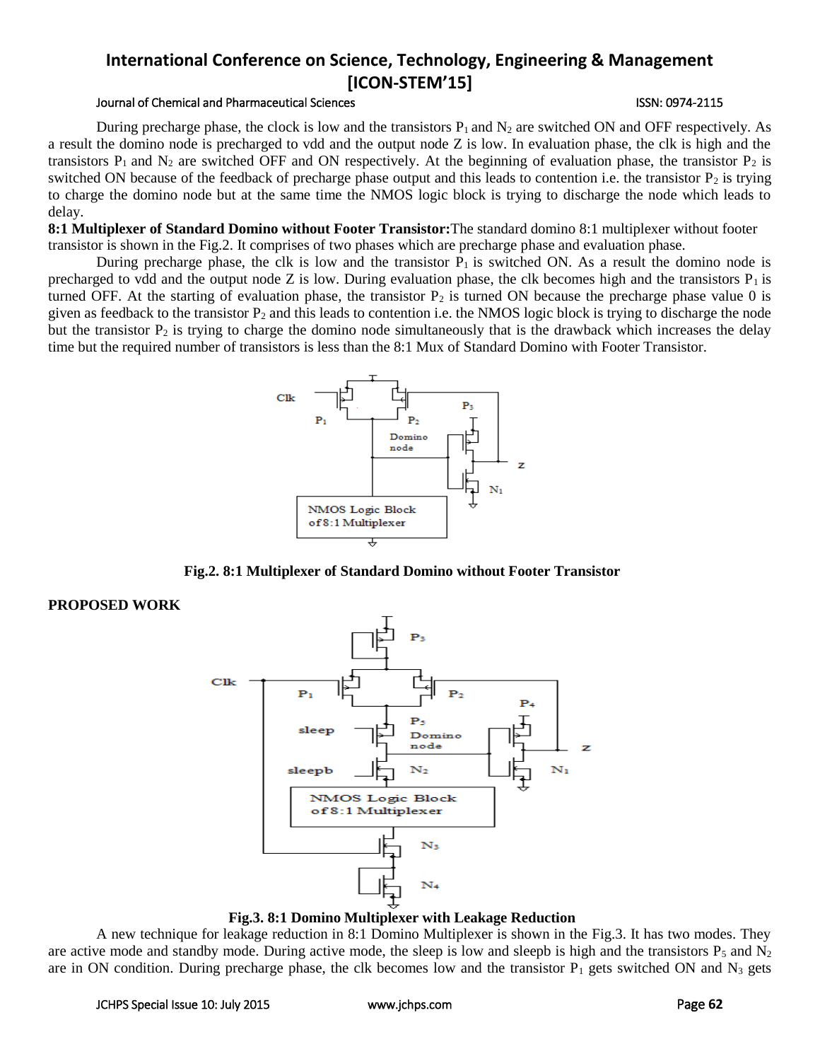During precharge phase, the clock is low and the transistors $P_1$ and $N_2$ are switched ON and OFF respectively. As a result the domino node is precharged to vdd and the output node Z is low. In evaluation phase, the clk is high and the transistors $P_1$ and $N_2$ are switched OFF and ON respectively. At the beginning of evaluation phase, the transistor $P_2$ is switched ON because of the feedback of precharge phase output and this leads to contention i.e. the transistor $P_2$ is trying to charge the domino node but at the same time the NMOS logic block is trying to discharge the node which leads to delay.

**8:1 Multiplexer of Standard Domino without Footer Transistor:** The standard domino 8:1 multiplexer without footer transistor is shown in the Fig.2. It comprises of two phases which are precharge phase and evaluation phase.

During precharge phase, the clk is low and the transistor $P_1$ is switched ON. As a result the domino node is precharged to vdd and the output node Z is low. During evaluation phase, the clk becomes high and the transistors $P_1$ is turned OFF. At the starting of evaluation phase, the transistor $P_2$ is turned ON because the precharge phase value 0 is given as feedback to the transistor $P_2$ and this leads to contention i.e. the NMOS logic block is trying to discharge the node but the transistor $P_2$ is trying to charge the domino node simultaneously that is the drawback which increases the delay time but the required number of transistors is less than the 8:1 Mux of Standard Domino with Footer Transistor.

**Fig.2. 8:1 Multiplexer of Standard Domino without Footer Transistor**

**PROPOSED WORK**

**Fig.3. 8:1 Domino Multiplexer with Leakage Reduction**

A new technique for leakage reduction in 8:1 Domino Multiplexer is shown in the Fig.3. It has two modes. They are active mode and standby mode. During active mode, the sleep is low and sleepb is high and the transistors $P_5$ and $N_2$ are in ON condition. During precharge phase, the clk becomes low and the transistor $P_1$ gets switched ON and $N_3$ gets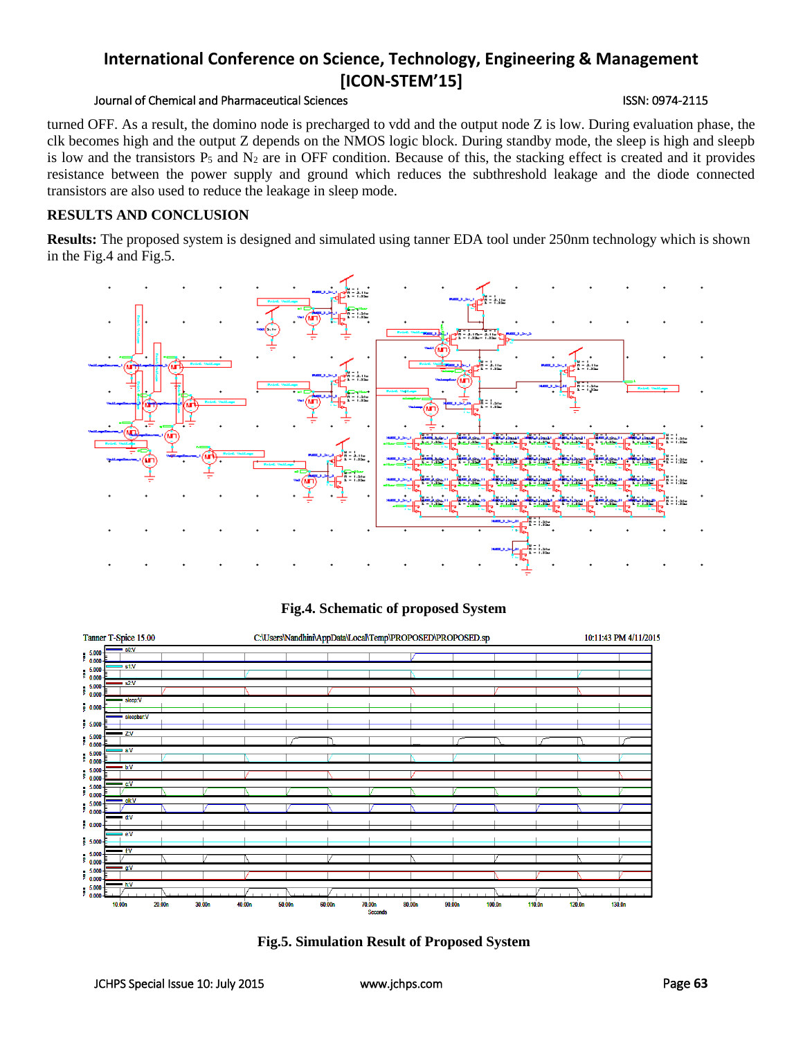turned OFF. As a result, the domino node is precharged to vdd and the output node Z is low. During evaluation phase, the clk becomes high and the output Z depends on the NMOS logic block. During standby mode, the sleep is high and sleepb is low and the transistors $P_5$ and $N_2$ are in OFF condition. Because of this, the stacking effect is created and it provides resistance between the power supply and ground which reduces the subthreshold leakage and the diode connected transistors are also used to reduce the leakage in sleep mode.

## RESULTS AND CONCLUSION

**Results:** The proposed system is designed and simulated using tanner EDA tool under 250nm technology which is shown in the Fig.4 and Fig.5.

**Fig.4. Schematic of proposed System**

**Fig.5. Simulation Result of Proposed System**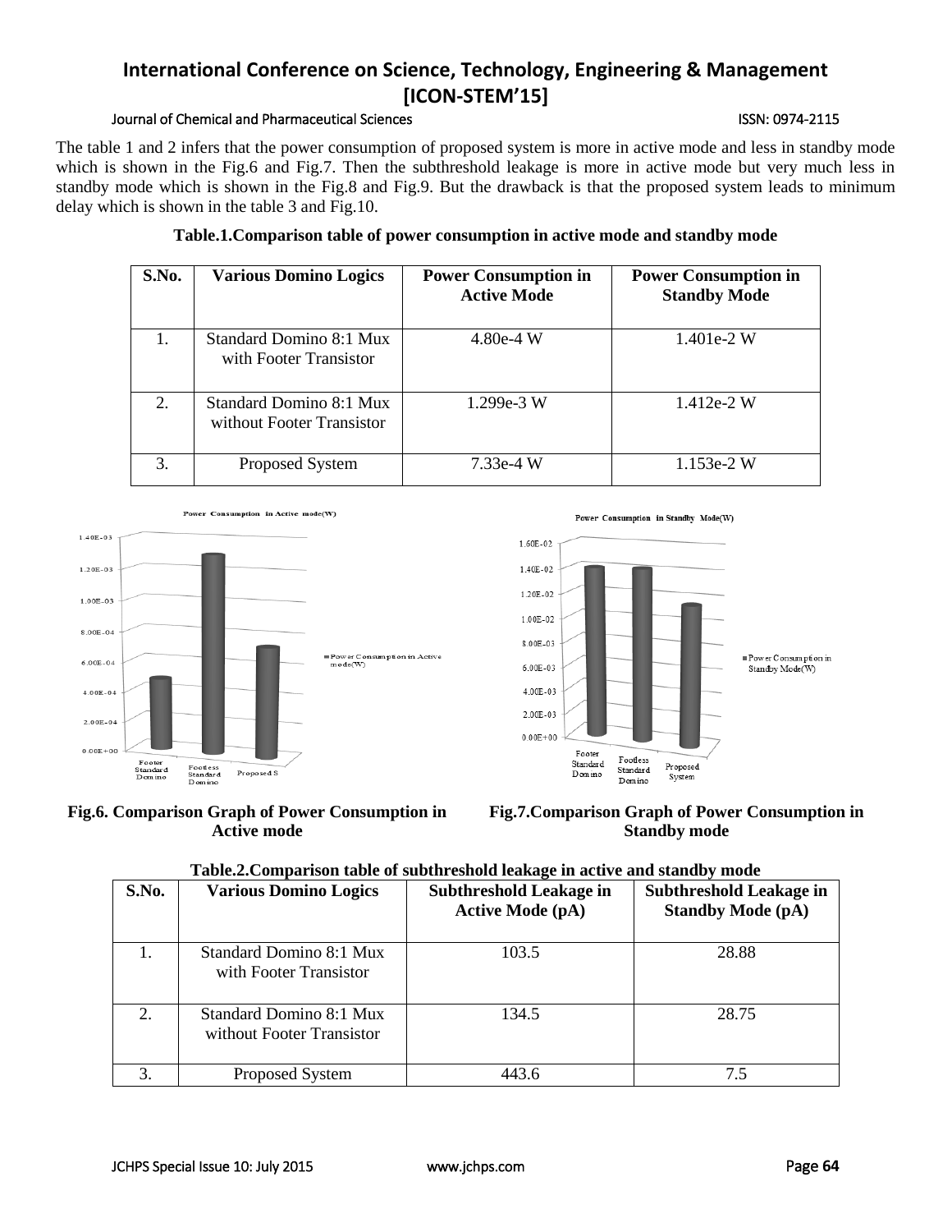The table 1 and 2 infers that the power consumption of proposed system is more in active mode and less in standby mode which is shown in the Fig.6 and Fig.7. Then the subthreshold leakage is more in active mode but very much less in standby mode which is shown in the Fig.8 and Fig.9. But the drawback is that the proposed system leads to minimum delay which is shown in the table 3 and Fig.10.

**Table.1.Comparison table of power consumption in active mode and standby mode**

| S.No. | Various Domino Logics | Power Consumption in Active Mode | Power Consumption in Standby Mode |
|---|---|---|---|
| 1. | Standard Domino 8:1 Mux with Footer Transistor | 4.80e-4 W | 1.401e-2 W |
| 2. | Standard Domino 8:1 Mux without Footer Transistor | 1.299e-3 W | 1.412e-2 W |
| 3. | Proposed System | 7.33e-4 W | 1.153e-2 W |

**Fig.6. Comparison Graph of Power Consumption in Active mode**

**Fig.7.Comparison Graph of Power Consumption in Standby mode**

**Table.2.Comparison table of subthreshold leakage in active and standby mode**

| S.No. | Various Domino Logics | Subthreshold Leakage in Active Mode (pA) | Subthreshold Leakage in Standby Mode (pA) |
|---|---|---|---|
| 1. | Standard Domino 8:1 Mux with Footer Transistor | 103.5 | 28.88 |
| 2. | Standard Domino 8:1 Mux without Footer Transistor | 134.5 | 28.75 |
| 3. | Proposed System | 443.6 | 7.5 |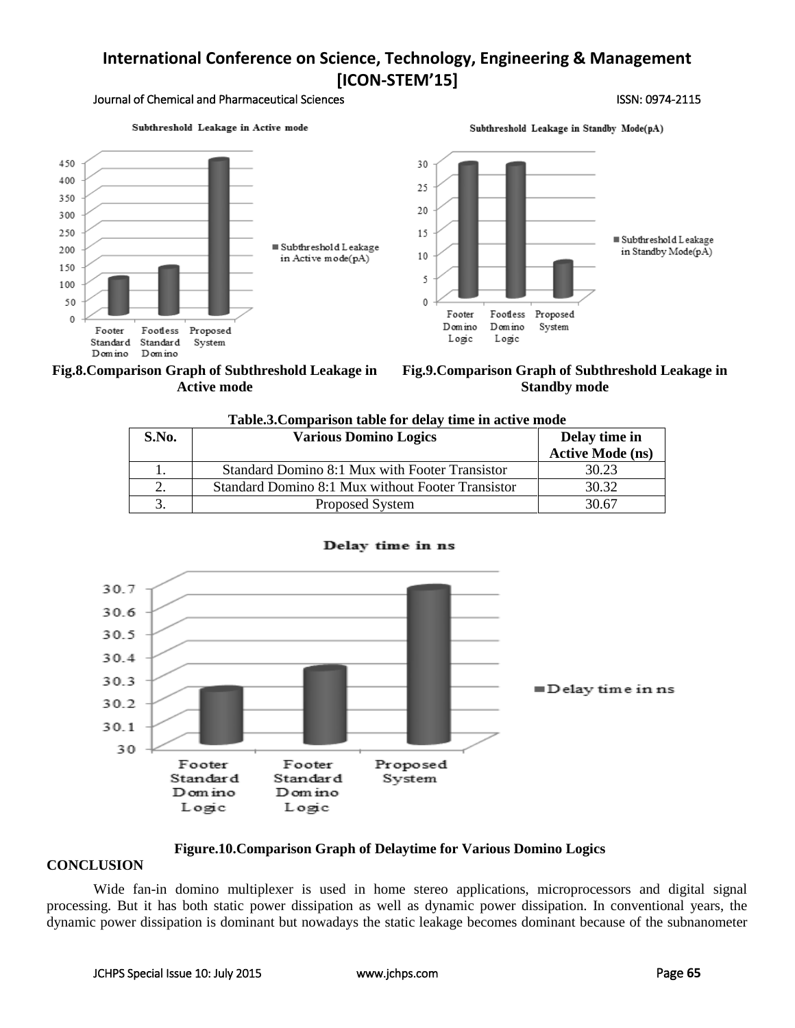Fig.8.Comparison Graph of Subthreshold Leakage in Active mode

Fig.9.Comparison Graph of Subthreshold Leakage in Standby mode

**Table.3.Comparison table for delay time in active mode**

| S.No. | Various Domino Logics | Delay time in Active Mode (ns) |
|---|---|---|
| 1. | Standard Domino 8:1 Mux with Footer Transistor | 30.23 |
| 2. | Standard Domino 8:1 Mux without Footer Transistor | 30.32 |
| 3. | Proposed System | 30.67 |

**Figure.10.Comparison Graph of Delaytime for Various Domino Logics**

## CONCLUSION

Wide fan-in domino multiplexer is used in home stereo applications, microprocessors and digital signal processing. But it has both static power dissipation as well as dynamic power dissipation. In conventional years, the dynamic power dissipation is dominant but nowadays the static leakage becomes dominant because of the subnanometer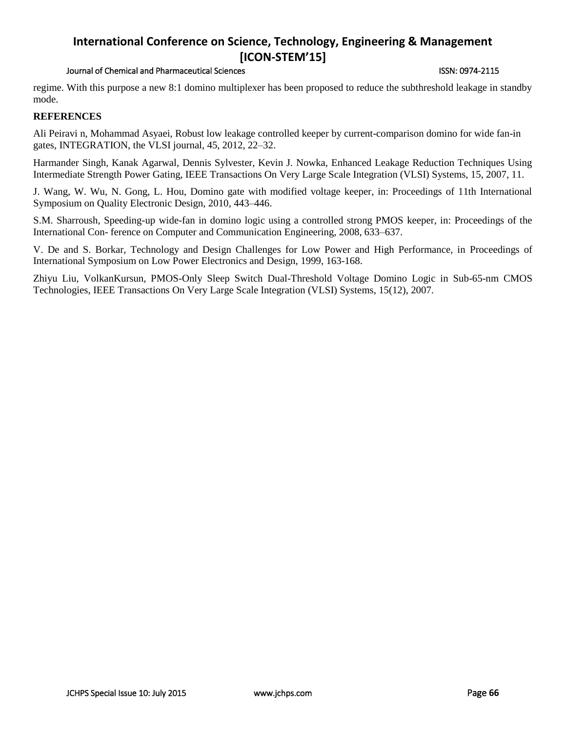regime. With this purpose a new 8:1 domino multiplexer has been proposed to reduce the subthreshold leakage in standby mode.

**REFERENCES**

Ali Peiravi n, Mohammad Asyaei, Robust low leakage controlled keeper by current-comparison domino for wide fan-in gates, INTEGRATION, the VLSI journal, 45, 2012, 22–32.

Harmander Singh, Kanak Agarwal, Dennis Sylvester, Kevin J. Nowka, Enhanced Leakage Reduction Techniques Using Intermediate Strength Power Gating, IEEE Transactions On Very Large Scale Integration (VLSI) Systems, 15, 2007, 11.

J. Wang, W. Wu, N. Gong, L. Hou, Domino gate with modified voltage keeper, in: Proceedings of 11th International Symposium on Quality Electronic Design, 2010, 443–446.

S.M. Sharroush, Speeding-up wide-fan in domino logic using a controlled strong PMOS keeper, in: Proceedings of the International Con- ference on Computer and Communication Engineering, 2008, 633–637.

V. De and S. Borkar, Technology and Design Challenges for Low Power and High Performance, in Proceedings of International Symposium on Low Power Electronics and Design, 1999, 163-168.

Zhiyu Liu, VolkanKursun, PMOS-Only Sleep Switch Dual-Threshold Voltage Domino Logic in Sub-65-nm CMOS Technologies, IEEE Transactions On Very Large Scale Integration (VLSI) Systems, 15(12), 2007.